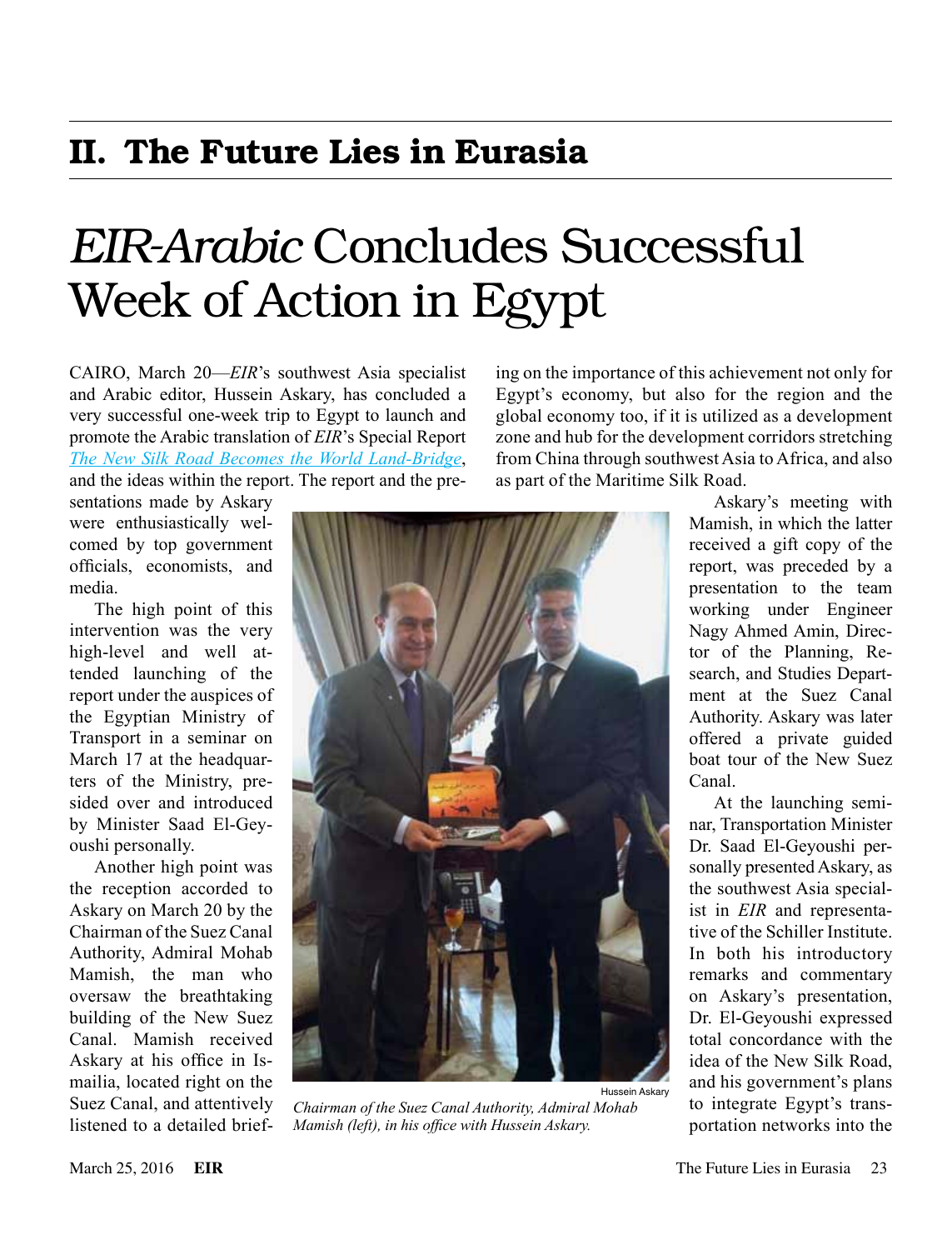## II. The Future Lies in Eurasia

# *EIR-Arabic* Concludes Successful Week of Action in Egypt

CAIRO, March 20—*EIR*'s southwest Asia specialist and Arabic editor, Hussein Askary, has concluded a very successful one-week trip to Egypt to launch and promote the Arabic translation of *EIR*'s Special Report *The New Silk Road Becomes the World Land-Bridge*, and the ideas within the report. The report and the presentations made by Askary were enthusiastically welcomed by top government officials, economists, and media.

The high point of this intervention was the very high-level and well attended launching of the report under the auspices of the Egyptian Ministry of Transport in a seminar on March 17 at the headquarters of the Ministry, presided over and introduced by Minister Saad El-Geyoushi personally.

Another high point was the reception accorded to Askary on March 20 by the Chairman of the Suez Canal Authority, Admiral Mohab Mamish, the man who oversaw the breathtaking building of the New Suez Canal. Mamish received Askary at his office in Ismailia, located right on the Suez Canal, and attentively listened to a detailed briefing on the importance of this achievement not only for Egypt's economy, but also for the region and the global economy too, if it is utilized as a development zone and hub for the development corridors stretching from China through southwest Asia to Africa, and also as part of the Maritime Silk Road.

Hussein Askary

*Chairman of the Suez Canal Authority, Admiral Mohab Mamish (left), in his office with Hussein Askary.*

Askary's meeting with Mamish, in which the latter received a gift copy of the report, was preceded by a presentation to the team working under Engineer Nagy Ahmed Amin, Director of the Planning, Research, and Studies Department at the Suez Canal Authority. Askary was later offered a private guided boat tour of the New Suez Canal.

At the launching seminar, Transportation Minister Dr. Saad El-Geyoushi personally presented Askary, as the southwest Asia specialist in *EIR* and representative of the Schiller Institute. In both his introductory remarks and commentary on Askary's presentation, Dr. El-Geyoushi expressed total concordance with the idea of the New Silk Road, and his government's plans to integrate Egypt's transportation networks into the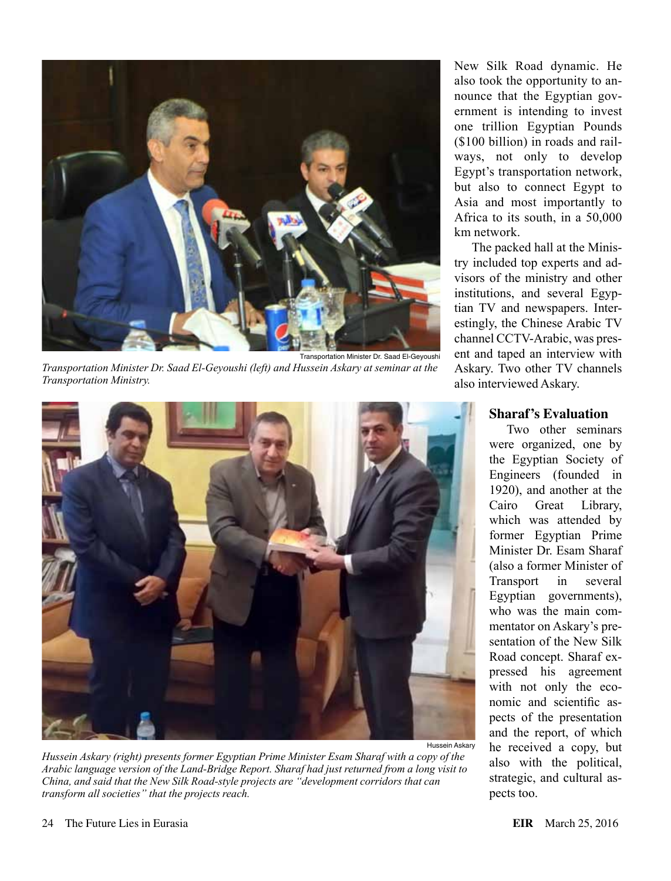New Silk Road dynamic. He also took the opportunity to announce that the Egyptian government is intending to invest one trillion Egyptian Pounds ($100 billion) in roads and railways, not only to develop Egypt's transportation network, but also to connect Egypt to Asia and most importantly to Africa to its south, in a 50,000 km network.

The packed hall at the Ministry included top experts and advisors of the ministry and other institutions, and several Egyptian TV and newspapers. Interestingly, the Chinese Arabic TV channel CCTV-Arabic, was present and taped an interview with Askary. Two other TV channels also interviewed Askary.

Transportation Minister Dr. Saad El-Geyoushi

*Transportation Minister Dr. Saad El-Geyoushi (left) and Hussein Askary at seminar at the Transportation Ministry.*

Hussein Askary

*Hussein Askary (right) presents former Egyptian Prime Minister Esam Sharaf with a copy of the Arabic language version of the Land-Bridge Report. Sharaf had just returned from a long visit to China, and said that the New Silk Road-style projects are "development corridors that can transform all societies" that the projects reach.*

## Sharaf's Evaluation

Two other seminars were organized, one by the Egyptian Society of Engineers (founded in 1920), and another at the Cairo Great Library, which was attended by former Egyptian Prime Minister Dr. Esam Sharaf (also a former Minister of Transport in several Egyptian governments), who was the main commentator on Askary's presentation of the New Silk Road concept. Sharaf expressed his agreement with not only the economic and scientific aspects of the presentation and the report, of which he received a copy, but also with the political, strategic, and cultural aspects too.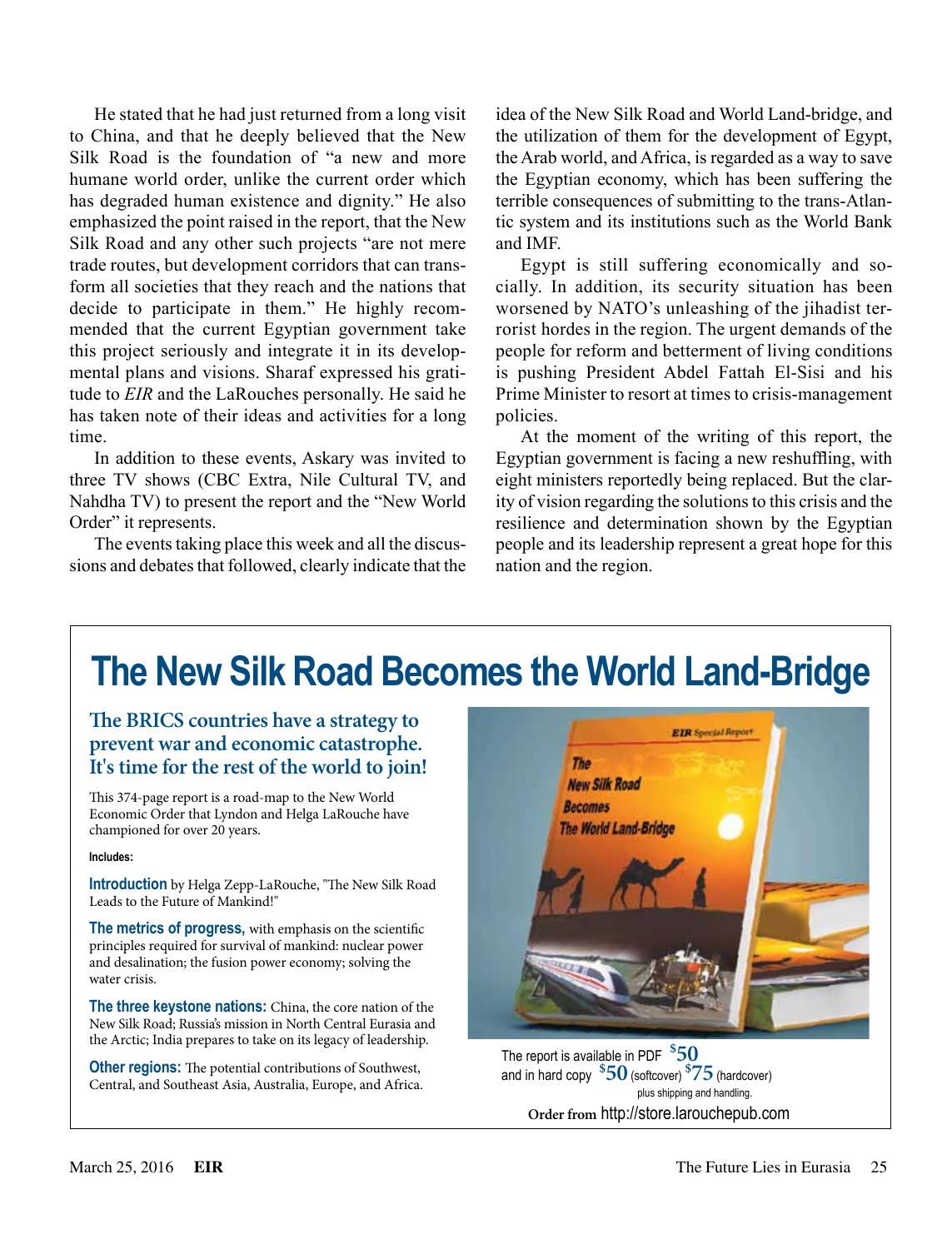He stated that he had just returned from a long visit to China, and that he deeply believed that the New Silk Road is the foundation of "a new and more humane world order, unlike the current order which has degraded human existence and dignity." He also emphasized the point raised in the report, that the New Silk Road and any other such projects "are not mere trade routes, but development corridors that can transform all societies that they reach and the nations that decide to participate in them." He highly recommended that the current Egyptian government take this project seriously and integrate it in its developmental plans and visions. Sharaf expressed his gratitude to *EIR* and the LaRouches personally. He said he has taken note of their ideas and activities for a long time.

In addition to these events, Askary was invited to three TV shows (CBC Extra, Nile Cultural TV, and Nahdha TV) to present the report and the "New World Order" it represents.

The events taking place this week and all the discussions and debates that followed, clearly indicate that the idea of the New Silk Road and World Land-bridge, and the utilization of them for the development of Egypt, the Arab world, and Africa, is regarded as a way to save the Egyptian economy, which has been suffering the terrible consequences of submitting to the trans-Atlantic system and its institutions such as the World Bank and IMF.

Egypt is still suffering economically and socially. In addition, its security situation has been worsened by NATO's unleashing of the jihadist terrorist hordes in the region. The urgent demands of the people for reform and betterment of living conditions is pushing President Abdel Fattah El-Sisi and his Prime Minister to resort at times to crisis-management policies.

At the moment of the writing of this report, the Egyptian government is facing a new reshuffling, with eight ministers reportedly being replaced. But the clarity of vision regarding the solutions to this crisis and the resilience and determination shown by the Egyptian people and its leadership represent a great hope for this nation and the region.

# The New Silk Road Becomes the World Land-Bridge

### The BRICS countries have a strategy to prevent war and economic catastrophe. It's time for the rest of the world to join!

This 374-page report is a road-map to the New World Economic Order that Lyndon and Helga LaRouche have championed for over 20 years.

**Includes:**

**Introduction** by Helga Zepp-LaRouche, "The New Silk Road Leads to the Future of Mankind!"

**The metrics of progress,** with emphasis on the scientific principles required for survival of mankind: nuclear power and desalination; the fusion power economy; solving the water crisis.

**The three keystone nations:** China, the core nation of the New Silk Road; Russia's mission in North Central Eurasia and the Arctic; India prepares to take on its legacy of leadership.

**Other regions:** The potential contributions of Southwest, Central, and Southeast Asia, Australia, Europe, and Africa.

The report is available in PDF $50
and in hard copy $50 (softcover) $75 (hardcover)
plus shipping and handling.

**Order from** http://store.larouchepub.com